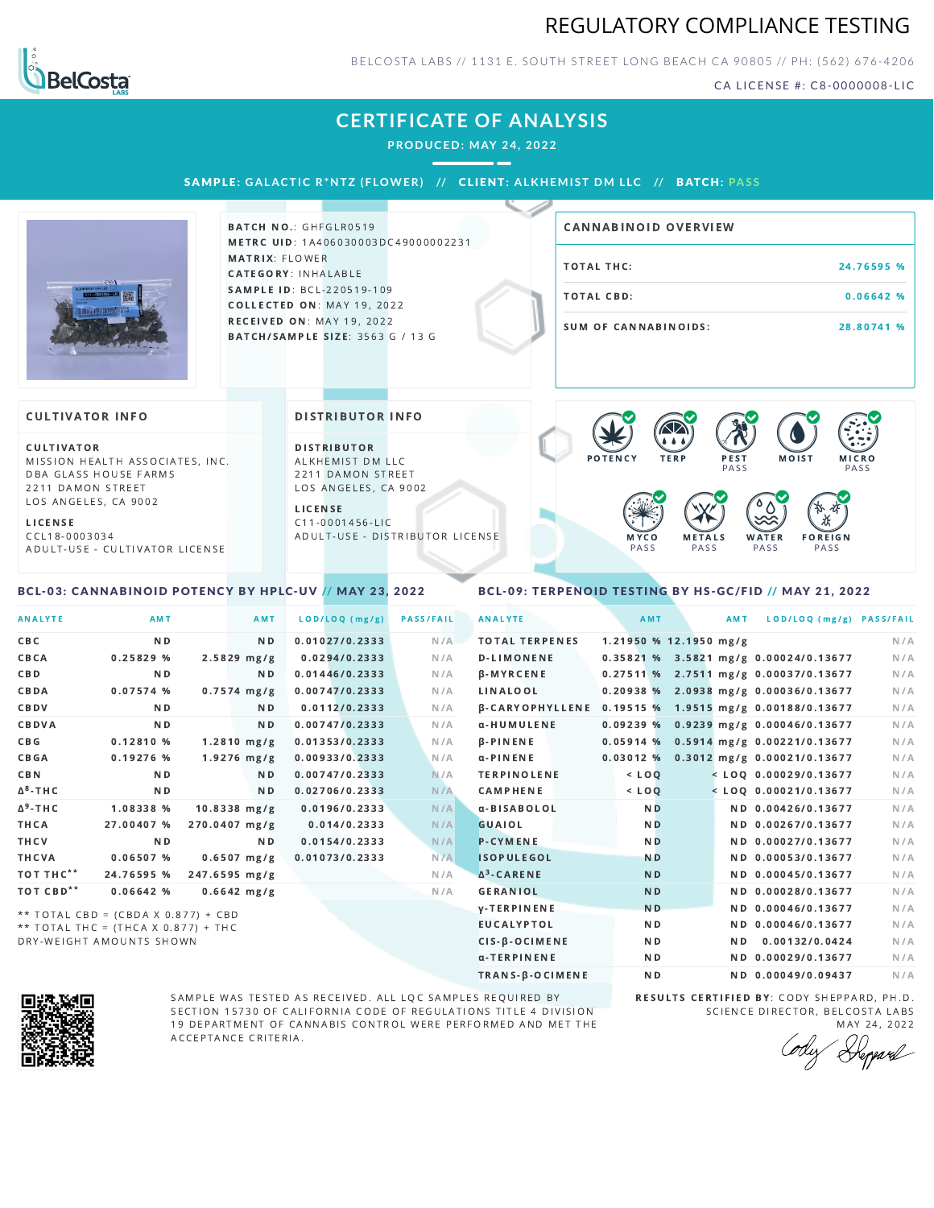# REGULATORY COMPLIANCE TESTING

BELCOSTA LABS // 1131 E. SOUTH STREET LONG BEACH CA 90805 // PH: (562) 676-4206

CA LICENSE #: C8-0000008-LIC

## CERTIFICATE OF ANALYSIS

PRODUCED: MAY 24, 2022

**SAMPLE:** GALACTIC R*NTZ (FLOWER) // **CLIENT:** ALKHEMIST DM LLC // **BATCH:** PASS

**BATCH NO.:** GHFGLR0519
**METRC UID:** 1A406030003DC49000002231
**MATRIX:** FLOWER
**CATEGORY:** INHALABLE
**SAMPLE ID:** BCL-220519-109
**COLLECTED ON:** MAY 19, 2022
**RECEIVED ON:** MAY 19, 2022
**BATCH/SAMPLE SIZE:** 3563 G / 13 G

### CANNABINOID OVERVIEW

| | |
|---|---|
| TOTAL THC: | 24.76595 % |
| TOTAL CBD: | 0.06642 % |
| SUM OF CANNABINOIDS: | 28.80741 % |

### CULTIVATOR INFO

**CULTIVATOR**
MISSION HEALTH ASSOCIATES, INC.
DBA GLASS HOUSE FARMS
2211 DAMON STREET
LOS ANGELES, CA 9002

**LICENSE**
CCL18-0003034
ADULT-USE - CULTIVATOR LICENSE

### DISTRIBUTOR INFO

**DISTRIBUTOR**
ALKHEMIST DM LLC
2211 DAMON STREET
LOS ANGELES, CA 9002

**LICENSE**
C11-0001456-LIC
ADULT-USE - DISTRIBUTOR LICENSE

POTENCY | TERP | PEST PASS | MOIST | MICRO PASS | MYCO PASS | METALS PASS | WATER PASS | FOREIGN PASS

### BCL-03: CANNABINOID POTENCY BY HPLC-UV // MAY 23, 2022

| ANALYTE | AMT | AMT | LOD/LOQ (mg/g) | PASS/FAIL |
|---|---|---|---|---|
| CBC | ND | ND | 0.01027/0.2333 | N/A |
| CBCA | 0.25829 % | 2.5829 mg/g | 0.0294/0.2333 | N/A |
| CBD | ND | ND | 0.01446/0.2333 | N/A |
| CBDA | 0.07574 % | 0.7574 mg/g | 0.00747/0.2333 | N/A |
| CBDV | ND | ND | 0.0112/0.2333 | N/A |
| CBDVA | ND | ND | 0.00747/0.2333 | N/A |
| CBG | 0.12810 % | 1.2810 mg/g | 0.01353/0.2333 | N/A |
| CBGA | 0.19276 % | 1.9276 mg/g | 0.00933/0.2333 | N/A |
| CBN | ND | ND | 0.00747/0.2333 | N/A |
| $\Delta^8$-THC | ND | ND | 0.02706/0.2333 | N/A |
| $\Delta^9$-THC | 1.08338 % | 10.8338 mg/g | 0.0196/0.2333 | N/A |
| THCA | 27.00407 % | 270.0407 mg/g | 0.014/0.2333 | N/A |
| THCV | ND | ND | 0.0154/0.2333 | N/A |
| THCVA | 0.06507 % | 0.6507 mg/g | 0.01073/0.2333 | N/A |
| TOT THC** | 24.76595 % | 247.6595 mg/g | | N/A |
| TOT CBD** | 0.06642 % | 0.6642 mg/g | | N/A |

** TOTAL CBD = (CBDA X 0.877) + CBD
** TOTAL THC = (THCA X 0.877) + THC
DRY-WEIGHT AMOUNTS SHOWN

### BCL-09: TERPENOID TESTING BY HS-GC/FID // MAY 21, 2022

| ANALYTE | AMT | AMT | LOD/LOQ (mg/g) | PASS/FAIL |
|---|---|---|---|---|
| TOTAL TERPENES | 1.21950 % | 12.1950 mg/g | | N/A |
| D-LIMONENE | 0.35821 % | 3.5821 mg/g | 0.00024/0.13677 | N/A |
| β-MYRCENE | 0.27511 % | 2.7511 mg/g | 0.00037/0.13677 | N/A |
| LINALOOL | 0.20938 % | 2.0938 mg/g | 0.00036/0.13677 | N/A |
| β-CARYOPHYLLENE | 0.19515 % | 1.9515 mg/g | 0.00188/0.13677 | N/A |
| α-HUMULENE | 0.09239 % | 0.9239 mg/g | 0.00046/0.13677 | N/A |
| β-PINENE | 0.05914 % | 0.5914 mg/g | 0.00221/0.13677 | N/A |
| α-PINENE | 0.03012 % | 0.3012 mg/g | 0.00021/0.13677 | N/A |
| TERPINOLENE | < LOQ | < LOQ | 0.00029/0.13677 | N/A |
| CAMPHENE | < LOQ | < LOQ | 0.00021/0.13677 | N/A |
| α-BISABOLOL | ND | ND | 0.00426/0.13677 | N/A |
| GUAIOL | ND | ND | 0.00267/0.13677 | N/A |
| P-CYMENE | ND | ND | 0.00027/0.13677 | N/A |
| ISOPULEGOL | ND | ND | 0.00053/0.13677 | N/A |
| $\Delta^3$-CARENE | ND | ND | 0.00045/0.13677 | N/A |
| GERANIOL | ND | ND | 0.00028/0.13677 | N/A |
| γ-TERPINENE | ND | ND | 0.00046/0.13677 | N/A |
| EUCALYPTOL | ND | ND | 0.00046/0.13677 | N/A |
| CIS-β-OCIMENE | ND | ND | 0.00132/0.0424 | N/A |
| α-TERPINENE | ND | ND | 0.00029/0.13677 | N/A |
| TRANS-β-OCIMENE | ND | ND | 0.00049/0.09437 | N/A |

SAMPLE WAS TESTED AS RECEIVED. ALL LQC SAMPLES REQUIRED BY SECTION 15730 OF CALIFORNIA CODE OF REGULATIONS TITLE 4 DIVISION 19 DEPARTMENT OF CANNABIS CONTROL WERE PERFORMED AND MET THE ACCEPTANCE CRITERIA.

**RESULTS CERTIFIED BY:** CODY SHEPPARD, PH.D.
SCIENCE DIRECTOR, BELCOSTA LABS
MAY 24, 2022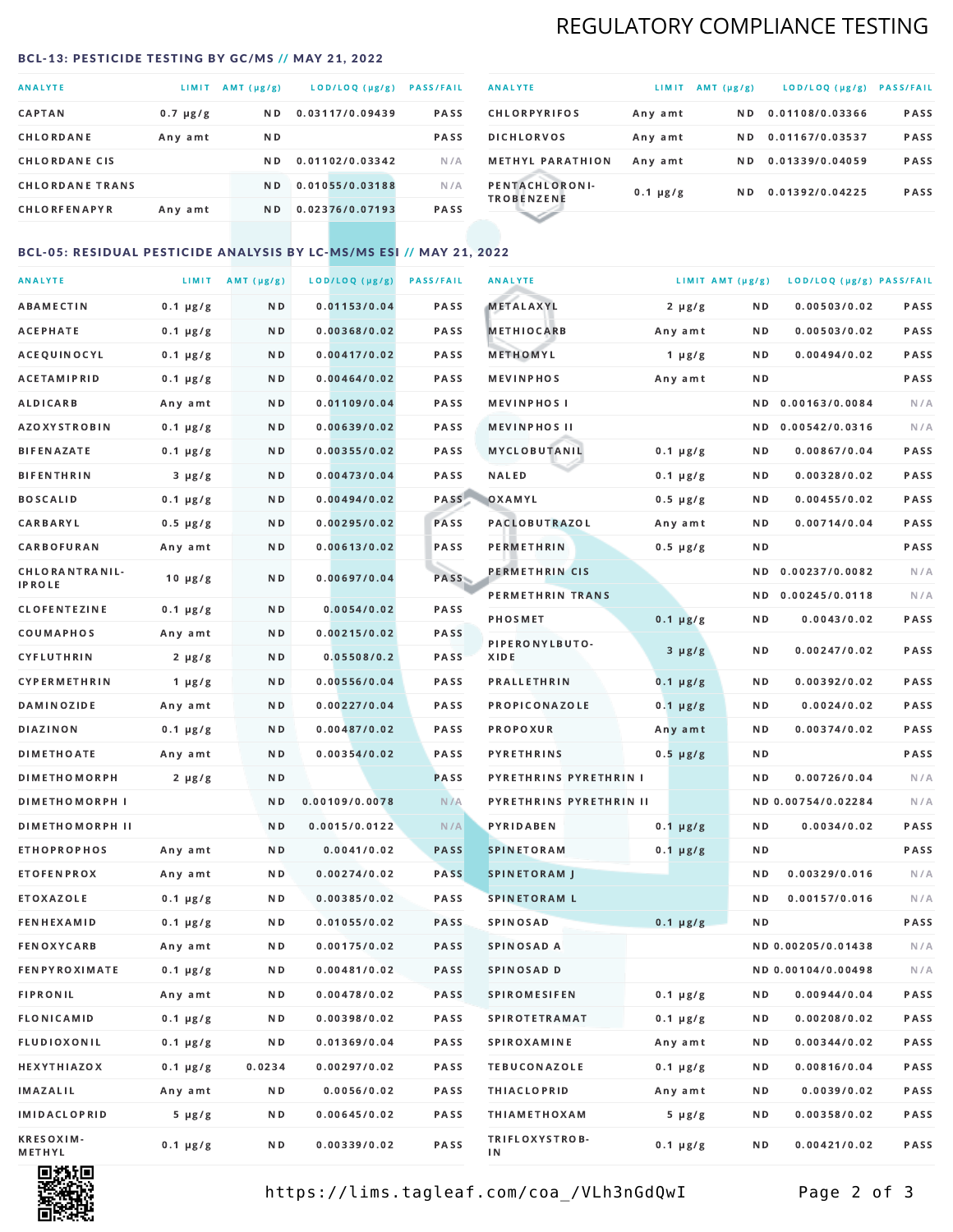## REGULATORY COMPLIANCE TESTING

### BCL-13: PESTICIDE TESTING BY GC/MS // MAY 21, 2022

| ANALYTE | LIMIT | AMT (μg/g) | LOD/LOQ (μg/g) | PASS/FAIL |
|---|---|---|---|---|
| CAPTAN | 0.7 μg/g | ND | 0.03117/0.09439 | PASS |
| CHLORDANE | Any amt | ND | | PASS |
| CHLORDANE CIS | | ND | 0.01102/0.03342 | N/A |
| CHLORDANE TRANS | | ND | 0.01055/0.03188 | N/A |
| CHLORFENAPYR | Any amt | ND | 0.02376/0.07193 | PASS |
| CHLORPYRIFOS | Any amt | ND | 0.01108/0.03366 | PASS |
| DICHLORVOS | Any amt | ND | 0.01167/0.03537 | PASS |
| METHYL PARATHION | Any amt | ND | 0.01339/0.04059 | PASS |
| PENTACHLORONITROBENZENE | 0.1 μg/g | ND | 0.01392/0.04225 | PASS |

### BCL-05: RESIDUAL PESTICIDE ANALYSIS BY LC-MS/MS ESI // MAY 21, 2022

| ANALYTE | LIMIT | AMT (μg/g) | LOD/LOQ (μg/g) | PASS/FAIL |
|---|---|---|---|---|
| ABAMECTIN | 0.1 μg/g | ND | 0.01153/0.04 | PASS |
| ACEPHATE | 0.1 μg/g | ND | 0.00368/0.02 | PASS |
| ACEQUINOCYL | 0.1 μg/g | ND | 0.00417/0.02 | PASS |
| ACETAMIPRID | 0.1 μg/g | ND | 0.00464/0.02 | PASS |
| ALDICARB | Any amt | ND | 0.01109/0.04 | PASS |
| AZOXYSTROBIN | 0.1 μg/g | ND | 0.00639/0.02 | PASS |
| BIFENAZATE | 0.1 μg/g | ND | 0.00355/0.02 | PASS |
| BIFENTHRIN | 3 μg/g | ND | 0.00473/0.04 | PASS |
| BOSCALID | 0.1 μg/g | ND | 0.00494/0.02 | PASS |
| CARBARYL | 0.5 μg/g | ND | 0.00295/0.02 | PASS |
| CARBOFURAN | Any amt | ND | 0.00613/0.02 | PASS |
| CHLORANTRANILIPROLE | 10 μg/g | ND | 0.00697/0.04 | PASS |
| CLOFENTEZINE | 0.1 μg/g | ND | 0.0054/0.02 | PASS |
| COUMAPHOS | Any amt | ND | 0.00215/0.02 | PASS |
| CYFLUTHRIN | 2 μg/g | ND | 0.05508/0.2 | PASS |
| CYPERMETHRIN | 1 μg/g | ND | 0.00556/0.04 | PASS |
| DAMINOZIDE | Any amt | ND | 0.00227/0.04 | PASS |
| DIAZINON | 0.1 μg/g | ND | 0.00487/0.02 | PASS |
| DIMETHOATE | Any amt | ND | 0.00354/0.02 | PASS |
| DIMETHOMORPH | 2 μg/g | ND | | PASS |
| DIMETHOMORPH I | | ND | 0.00109/0.0078 | N/A |
| DIMETHOMORPH II | | ND | 0.0015/0.0122 | N/A |
| ETHOPROPHOS | Any amt | ND | 0.0041/0.02 | PASS |
| ETOFENPROX | Any amt | ND | 0.00274/0.02 | PASS |
| ETOXAZOLE | 0.1 μg/g | ND | 0.00385/0.02 | PASS |
| FENHEXAMID | 0.1 μg/g | ND | 0.01055/0.02 | PASS |
| FENOXYCARB | Any amt | ND | 0.00175/0.02 | PASS |
| FENPYROXIMATE | 0.1 μg/g | ND | 0.00481/0.02 | PASS |
| FIPRONIL | Any amt | ND | 0.00478/0.02 | PASS |
| FLONICAMID | 0.1 μg/g | ND | 0.00398/0.02 | PASS |
| FLUDIOXONIL | 0.1 μg/g | ND | 0.01369/0.04 | PASS |
| HEXYTHIAZOX | 0.1 μg/g | 0.0234 | 0.00297/0.02 | PASS |
| IMAZALIL | Any amt | ND | 0.0056/0.02 | PASS |
| IMIDACLOPRID | 5 μg/g | ND | 0.00645/0.02 | PASS |
| KRESOXIM-METHYL | 0.1 μg/g | ND | 0.00339/0.02 | PASS |
| METALAXYL | 2 μg/g | ND | 0.00503/0.02 | PASS |
| METHIOCARB | Any amt | ND | 0.00503/0.02 | PASS |
| METHOMYL | 1 μg/g | ND | 0.00494/0.02 | PASS |
| MEVINPHOS | Any amt | ND | | PASS |
| MEVINPHOS I | | ND | 0.00163/0.0084 | N/A |
| MEVINPHOS II | | ND | 0.00542/0.0316 | N/A |
| MYCLOBUTANIL | 0.1 μg/g | ND | 0.00867/0.04 | PASS |
| NALED | 0.1 μg/g | ND | 0.00328/0.02 | PASS |
| OXAMYL | 0.5 μg/g | ND | 0.00455/0.02 | PASS |
| PACLOBUTRAZOL | Any amt | ND | 0.00714/0.04 | PASS |
| PERMETHRIN | 0.5 μg/g | ND | | PASS |
| PERMETHRIN CIS | | ND | 0.00237/0.0082 | N/A |
| PERMETHRIN TRANS | | ND | 0.00245/0.0118 | N/A |
| PHOSMET | 0.1 μg/g | ND | 0.0043/0.02 | PASS |
| PIPERONYLBUTOXIDE | 3 μg/g | ND | 0.00247/0.02 | PASS |
| PRALLETHRIN | 0.1 μg/g | ND | 0.00392/0.02 | PASS |
| PROPICONAZOLE | 0.1 μg/g | ND | 0.0024/0.02 | PASS |
| PROPOXUR | Any amt | ND | 0.00374/0.02 | PASS |
| PYRETHRINS | 0.5 μg/g | ND | | PASS |
| PYRETHRINS PYRETHRIN I | | ND | 0.00726/0.04 | N/A |
| PYRETHRINS PYRETHRIN II | | ND | 0.00754/0.02284 | N/A |
| PYRIDABEN | 0.1 μg/g | ND | 0.0034/0.02 | PASS |
| SPINETORAM | 0.1 μg/g | ND | | PASS |
| SPINETORAM J | | ND | 0.00329/0.016 | N/A |
| SPINETORAM L | | ND | 0.00157/0.016 | N/A |
| SPINOSAD | 0.1 μg/g | ND | | PASS |
| SPINOSAD A | | ND | 0.00205/0.01438 | N/A |
| SPINOSAD D | | ND | 0.00104/0.00498 | N/A |
| SPIROMESIFEN | 0.1 μg/g | ND | 0.00944/0.04 | PASS |
| SPIROTETRAMAT | 0.1 μg/g | ND | 0.00208/0.02 | PASS |
| SPIROXAMINE | Any amt | ND | 0.00344/0.02 | PASS |
| TEBUCONAZOLE | 0.1 μg/g | ND | 0.00816/0.04 | PASS |
| THIACLOPRID | Any amt | ND | 0.0039/0.02 | PASS |
| THIAMETHOXAM | 5 μg/g | ND | 0.00358/0.02 | PASS |
| TRIFLOXYSTROBIN | 0.1 μg/g | ND | 0.00421/0.02 | PASS |

https://lims.tagleaf.com/coa_/VLh3nGdQwI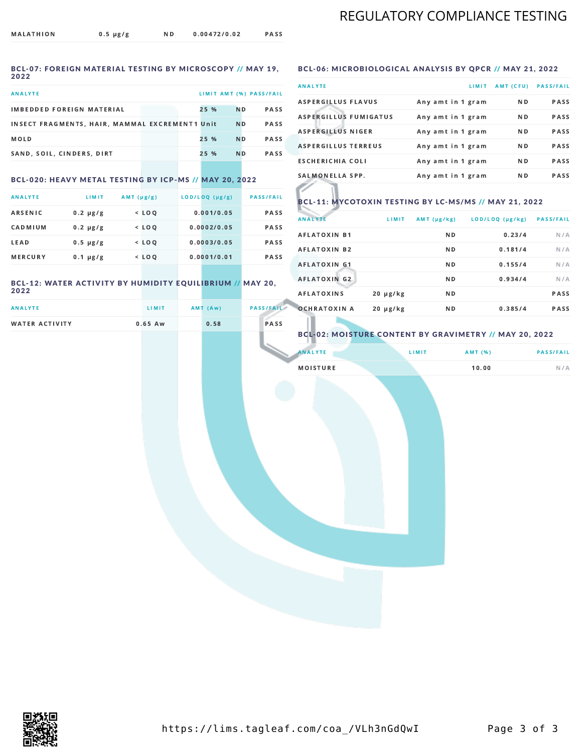## REGULATORY COMPLIANCE TESTING

| | | | | |
|---|---|---|---|---|
| MALATHION | 0.5 µg/g | ND | 0.00472/0.02 | PASS |

### BCL-07: FOREIGN MATERIAL TESTING BY MICROSCOPY // MAY 19, 2022

| ANALYTE | LIMIT | AMT (%) | PASS/FAIL |
|---|---|---|---|
| IMBEDDED FOREIGN MATERIAL | 25 % | ND | PASS |
| INSECT FRAGMENTS, HAIR, MAMMAL EXCREMENT | 1 Unit | ND | PASS |
| MOLD | 25 % | ND | PASS |
| SAND, SOIL, CINDERS, DIRT | 25 % | ND | PASS |

### BCL-020: HEAVY METAL TESTING BY ICP-MS // MAY 20, 2022

| ANALYTE | LIMIT | AMT (µg/g) | LOD/LOQ (µg/g) | PASS/FAIL |
|---|---|---|---|---|
| ARSENIC | 0.2 µg/g | < LOQ | 0.001/0.05 | PASS |
| CADMIUM | 0.2 µg/g | < LOQ | 0.0002/0.05 | PASS |
| LEAD | 0.5 µg/g | < LOQ | 0.0003/0.05 | PASS |
| MERCURY | 0.1 µg/g | < LOQ | 0.0001/0.01 | PASS |

### BCL-12: WATER ACTIVITY BY HUMIDITY EQUILIBRIUM // MAY 20, 2022

| ANALYTE | LIMIT | AMT (Aw) | PASS/FAIL |
|---|---|---|---|
| WATER ACTIVITY | 0.65 Aw | 0.58 | PASS |

### BCL-06: MICROBIOLOGICAL ANALYSIS BY QPCR // MAY 21, 2022

| ANALYTE | LIMIT | AMT (CFU) | PASS/FAIL |
|---|---|---|---|
| ASPERGILLUS FLAVUS | Any amt in 1 gram | ND | PASS |
| ASPERGILLUS FUMIGATUS | Any amt in 1 gram | ND | PASS |
| ASPERGILLUS NIGER | Any amt in 1 gram | ND | PASS |
| ASPERGILLUS TERREUS | Any amt in 1 gram | ND | PASS |
| ESCHERICHIA COLI | Any amt in 1 gram | ND | PASS |
| SALMONELLA SPP. | Any amt in 1 gram | ND | PASS |

### BCL-11: MYCOTOXIN TESTING BY LC-MS/MS // MAY 21, 2022

| ANALYTE | LIMIT | AMT (µg/kg) | LOD/LOQ (µg/kg) | PASS/FAIL |
|---|---|---|---|---|
| AFLATOXIN B1 | | ND | 0.23/4 | N/A |
| AFLATOXIN B2 | | ND | 0.181/4 | N/A |
| AFLATOXIN G1 | | ND | 0.155/4 | N/A |
| AFLATOXIN G2 | | ND | 0.934/4 | N/A |
| AFLATOXINS | 20 µg/kg | ND | | PASS |
| OCHRATOXIN A | 20 µg/kg | ND | 0.385/4 | PASS |

### BCL-02: MOISTURE CONTENT BY GRAVIMETRY // MAY 20, 2022

| ANALYTE | LIMIT | AMT (%) | PASS/FAIL |
|---|---|---|---|
| MOISTURE | | 10.00 | N/A |

https://lims.tagleaf.com/coa_/VLh3nGdQwI